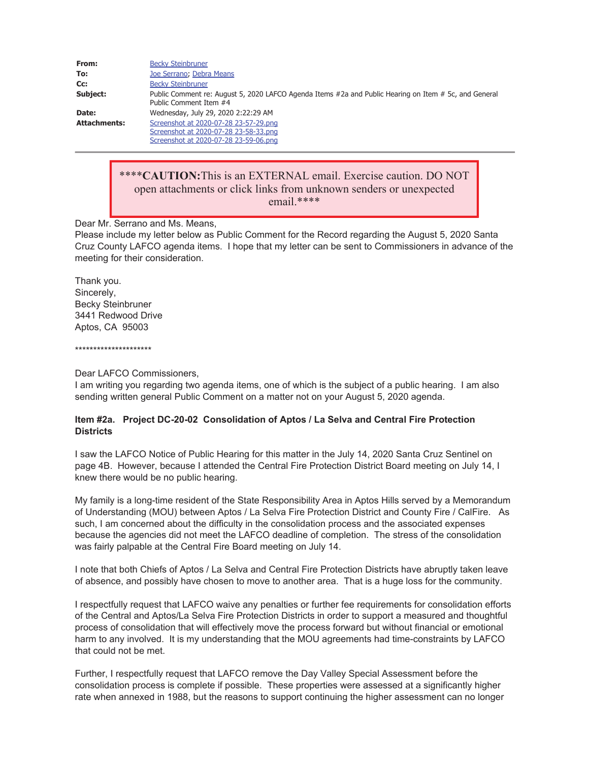| | |
|---|---|
| **From:** | Becky Steinbruner |
| **To:** | Joe Serrano; Debra Means |
| **Cc:** | Becky Steinbruner |
| **Subject:** | Public Comment re: August 5, 2020 LAFCO Agenda Items #2a and Public Hearing on Item # 5c, and General Public Comment Item #4 |
| **Date:** | Wednesday, July 29, 2020 2:22:29 AM |
| **Attachments:** | Screenshot at 2020-07-28 23-57-29.png<br>Screenshot at 2020-07-28 23-58-33.png<br>Screenshot at 2020-07-28 23-59-06.png |

****CAUTION:This is an EXTERNAL email. Exercise caution. DO NOT open attachments or click links from unknown senders or unexpected email.****

Dear Mr. Serrano and Ms. Means,
Please include my letter below as Public Comment for the Record regarding the August 5, 2020 Santa Cruz County LAFCO agenda items. I hope that my letter can be sent to Commissioners in advance of the meeting for their consideration.

Thank you.
Sincerely,
Becky Steinbruner
3441 Redwood Drive
Aptos, CA 95003

*********************

Dear LAFCO Commissioners,
I am writing you regarding two agenda items, one of which is the subject of a public hearing. I am also sending written general Public Comment on a matter not on your August 5, 2020 agenda.

**Item #2a. Project DC-20-02 Consolidation of Aptos / La Selva and Central Fire Protection Districts**

I saw the LAFCO Notice of Public Hearing for this matter in the July 14, 2020 Santa Cruz Sentinel on page 4B. However, because I attended the Central Fire Protection District Board meeting on July 14, I knew there would be no public hearing.

My family is a long-time resident of the State Responsibility Area in Aptos Hills served by a Memorandum of Understanding (MOU) between Aptos / La Selva Fire Protection District and County Fire / CalFire. As such, I am concerned about the difficulty in the consolidation process and the associated expenses because the agencies did not meet the LAFCO deadline of completion. The stress of the consolidation was fairly palpable at the Central Fire Board meeting on July 14.

I note that both Chiefs of Aptos / La Selva and Central Fire Protection Districts have abruptly taken leave of absence, and possibly have chosen to move to another area. That is a huge loss for the community.

I respectfully request that LAFCO waive any penalties or further fee requirements for consolidation efforts of the Central and Aptos/La Selva Fire Protection Districts in order to support a measured and thoughtful process of consolidation that will effectively move the process forward but without financial or emotional harm to any involved. It is my understanding that the MOU agreements had time-constraints by LAFCO that could not be met.

Further, I respectfully request that LAFCO remove the Day Valley Special Assessment before the consolidation process is complete if possible. These properties were assessed at a significantly higher rate when annexed in 1988, but the reasons to support continuing the higher assessment can no longer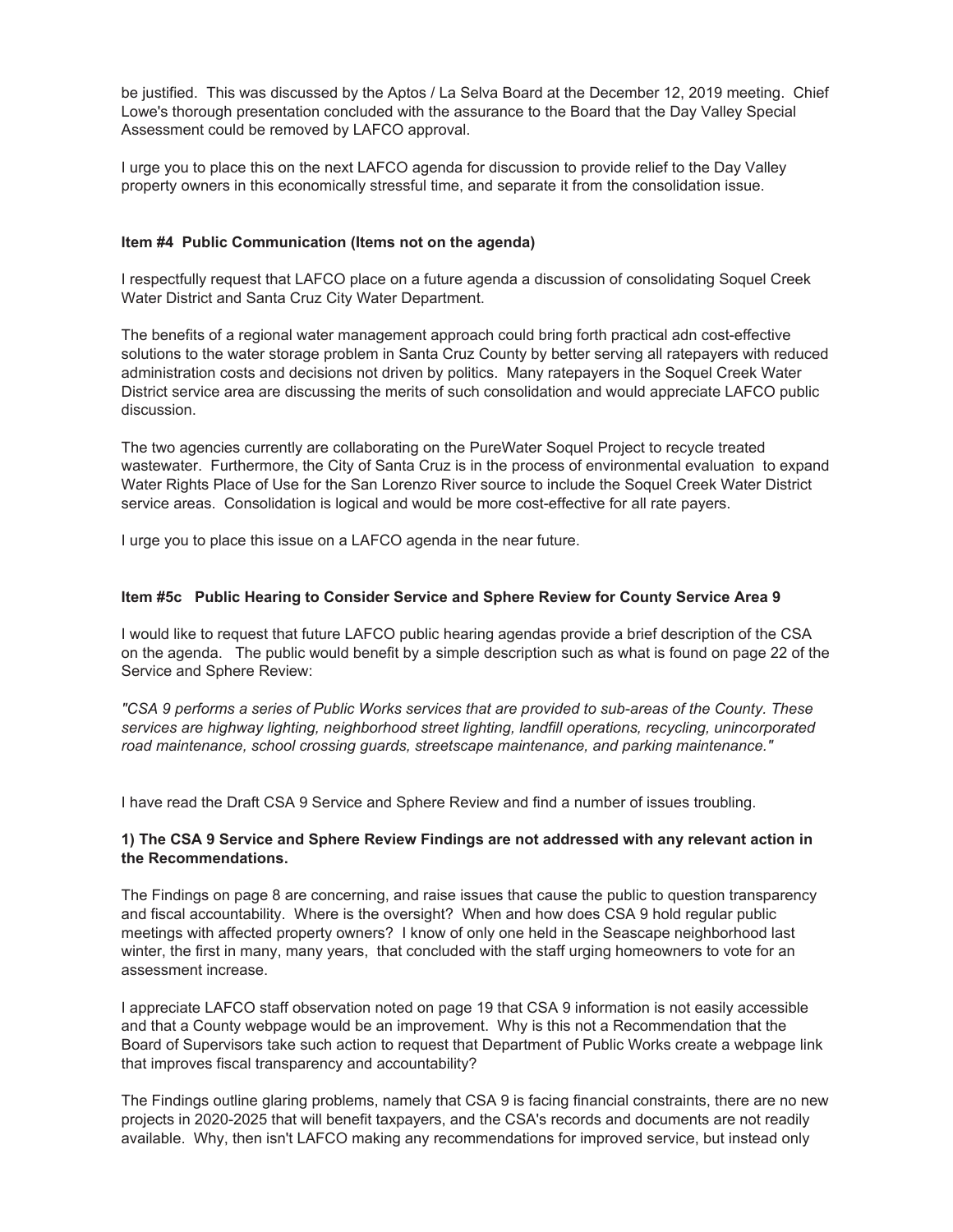be justified. This was discussed by the Aptos / La Selva Board at the December 12, 2019 meeting. Chief Lowe's thorough presentation concluded with the assurance to the Board that the Day Valley Special Assessment could be removed by LAFCO approval.

I urge you to place this on the next LAFCO agenda for discussion to provide relief to the Day Valley property owners in this economically stressful time, and separate it from the consolidation issue.

**Item #4 Public Communication (Items not on the agenda)**

I respectfully request that LAFCO place on a future agenda a discussion of consolidating Soquel Creek Water District and Santa Cruz City Water Department.

The benefits of a regional water management approach could bring forth practical adn cost-effective solutions to the water storage problem in Santa Cruz County by better serving all ratepayers with reduced administration costs and decisions not driven by politics. Many ratepayers in the Soquel Creek Water District service area are discussing the merits of such consolidation and would appreciate LAFCO public discussion.

The two agencies currently are collaborating on the PureWater Soquel Project to recycle treated wastewater. Furthermore, the City of Santa Cruz is in the process of environmental evaluation to expand Water Rights Place of Use for the San Lorenzo River source to include the Soquel Creek Water District service areas. Consolidation is logical and would be more cost-effective for all rate payers.

I urge you to place this issue on a LAFCO agenda in the near future.

**Item #5c Public Hearing to Consider Service and Sphere Review for County Service Area 9**

I would like to request that future LAFCO public hearing agendas provide a brief description of the CSA on the agenda. The public would benefit by a simple description such as what is found on page 22 of the Service and Sphere Review:

*"CSA 9 performs a series of Public Works services that are provided to sub-areas of the County. These services are highway lighting, neighborhood street lighting, landfill operations, recycling, unincorporated road maintenance, school crossing guards, streetscape maintenance, and parking maintenance."*

I have read the Draft CSA 9 Service and Sphere Review and find a number of issues troubling.

**1) The CSA 9 Service and Sphere Review Findings are not addressed with any relevant action in the Recommendations.**

The Findings on page 8 are concerning, and raise issues that cause the public to question transparency and fiscal accountability. Where is the oversight? When and how does CSA 9 hold regular public meetings with affected property owners? I know of only one held in the Seascape neighborhood last winter, the first in many, many years, that concluded with the staff urging homeowners to vote for an assessment increase.

I appreciate LAFCO staff observation noted on page 19 that CSA 9 information is not easily accessible and that a County webpage would be an improvement. Why is this not a Recommendation that the Board of Supervisors take such action to request that Department of Public Works create a webpage link that improves fiscal transparency and accountability?

The Findings outline glaring problems, namely that CSA 9 is facing financial constraints, there are no new projects in 2020-2025 that will benefit taxpayers, and the CSA's records and documents are not readily available. Why, then isn't LAFCO making any recommendations for improved service, but instead only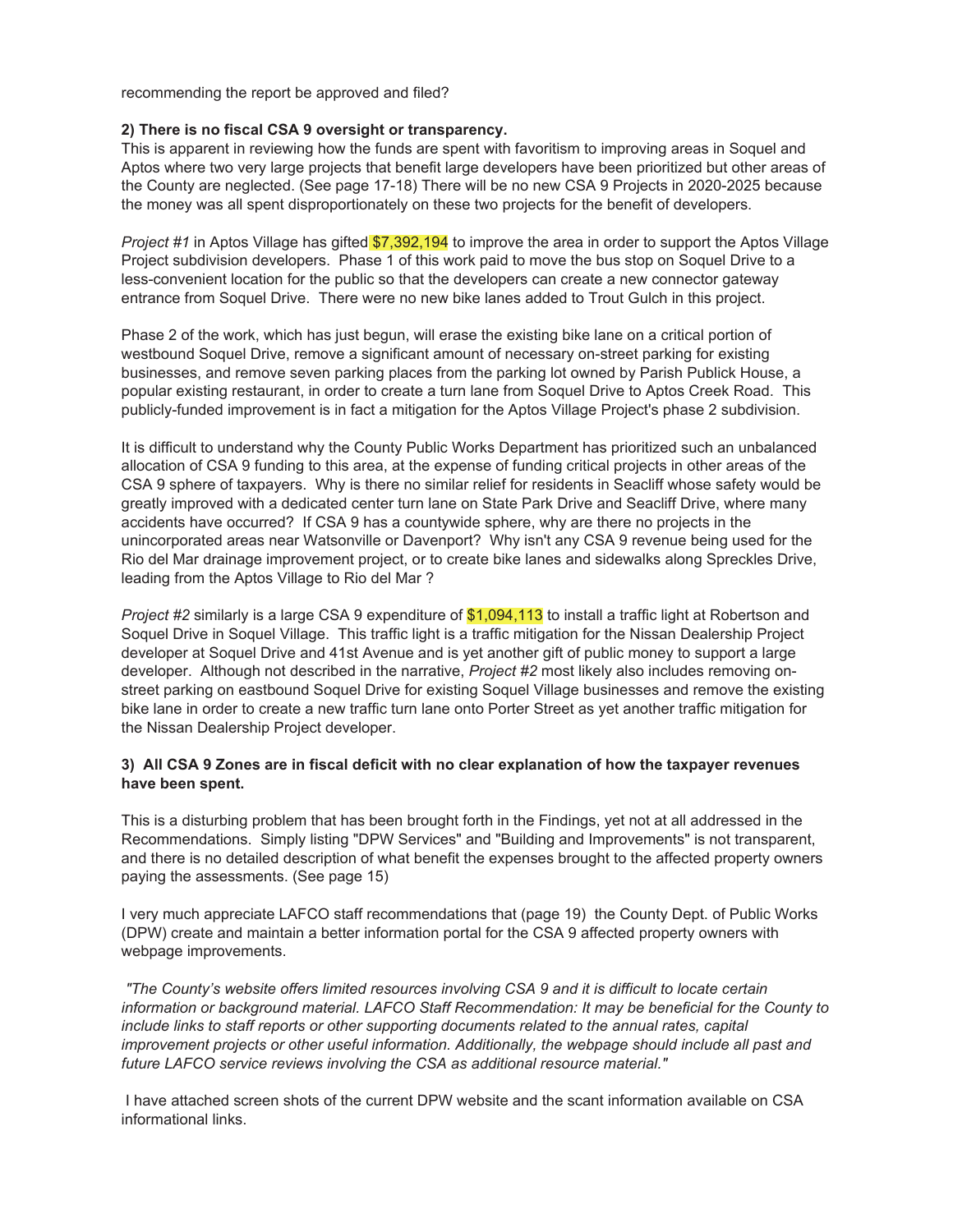recommending the report be approved and filed?

**2) There is no fiscal CSA 9 oversight or transparency.**
This is apparent in reviewing how the funds are spent with favoritism to improving areas in Soquel and Aptos where two very large projects that benefit large developers have been prioritized but other areas of the County are neglected. (See page 17-18) There will be no new CSA 9 Projects in 2020-2025 because the money was all spent disproportionately on these two projects for the benefit of developers.

*Project #1* in Aptos Village has gifted $7,392,194 to improve the area in order to support the Aptos Village Project subdivision developers. Phase 1 of this work paid to move the bus stop on Soquel Drive to a less-convenient location for the public so that the developers can create a new connector gateway entrance from Soquel Drive. There were no new bike lanes added to Trout Gulch in this project.

Phase 2 of the work, which has just begun, will erase the existing bike lane on a critical portion of westbound Soquel Drive, remove a significant amount of necessary on-street parking for existing businesses, and remove seven parking places from the parking lot owned by Parish Publick House, a popular existing restaurant, in order to create a turn lane from Soquel Drive to Aptos Creek Road. This publicly-funded improvement is in fact a mitigation for the Aptos Village Project's phase 2 subdivision.

It is difficult to understand why the County Public Works Department has prioritized such an unbalanced allocation of CSA 9 funding to this area, at the expense of funding critical projects in other areas of the CSA 9 sphere of taxpayers. Why is there no similar relief for residents in Seacliff whose safety would be greatly improved with a dedicated center turn lane on State Park Drive and Seacliff Drive, where many accidents have occurred? If CSA 9 has a countywide sphere, why are there no projects in the unincorporated areas near Watsonville or Davenport? Why isn't any CSA 9 revenue being used for the Rio del Mar drainage improvement project, or to create bike lanes and sidewalks along Spreckles Drive, leading from the Aptos Village to Rio del Mar ?

*Project #2* similarly is a large CSA 9 expenditure of $1,094,113 to install a traffic light at Robertson and Soquel Drive in Soquel Village. This traffic light is a traffic mitigation for the Nissan Dealership Project developer at Soquel Drive and 41st Avenue and is yet another gift of public money to support a large developer. Although not described in the narrative, *Project #2* most likely also includes removing on-street parking on eastbound Soquel Drive for existing Soquel Village businesses and remove the existing bike lane in order to create a new traffic turn lane onto Porter Street as yet another traffic mitigation for the Nissan Dealership Project developer.

**3) All CSA 9 Zones are in fiscal deficit with no clear explanation of how the taxpayer revenues have been spent.**

This is a disturbing problem that has been brought forth in the Findings, yet not at all addressed in the Recommendations. Simply listing "DPW Services" and "Building and Improvements" is not transparent, and there is no detailed description of what benefit the expenses brought to the affected property owners paying the assessments. (See page 15)

I very much appreciate LAFCO staff recommendations that (page 19) the County Dept. of Public Works (DPW) create and maintain a better information portal for the CSA 9 affected property owners with webpage improvements.

*"The County's website offers limited resources involving CSA 9 and it is difficult to locate certain information or background material. LAFCO Staff Recommendation: It may be beneficial for the County to include links to staff reports or other supporting documents related to the annual rates, capital improvement projects or other useful information. Additionally, the webpage should include all past and future LAFCO service reviews involving the CSA as additional resource material."*

I have attached screen shots of the current DPW website and the scant information available on CSA informational links.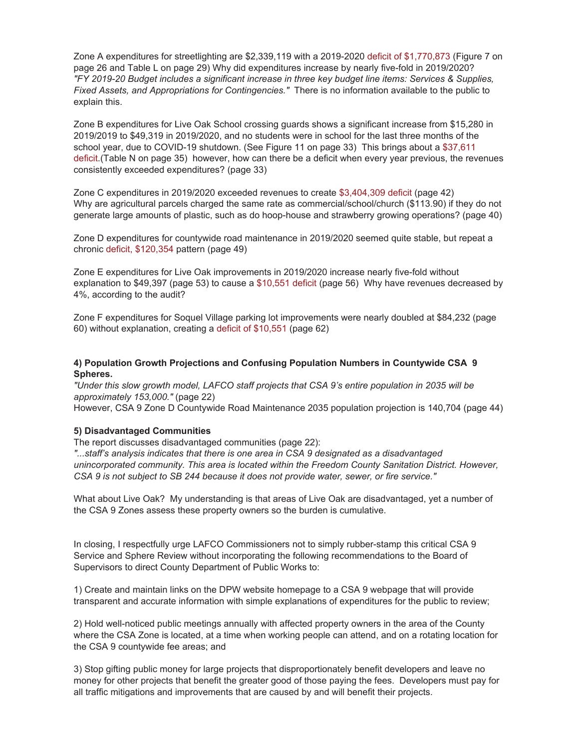Zone A expenditures for streetlighting are $2,339,119 with a 2019-2020 deficit of $1,770,873 (Figure 7 on page 26 and Table L on page 29) Why did expenditures increase by nearly five-fold in 2019/2020? *"FY 2019-20 Budget includes a significant increase in three key budget line items: Services & Supplies, Fixed Assets, and Appropriations for Contingencies."* There is no information available to the public to explain this.

Zone B expenditures for Live Oak School crossing guards shows a significant increase from $15,280 in 2019/2019 to $49,319 in 2019/2020, and no students were in school for the last three months of the school year, due to COVID-19 shutdown. (See Figure 11 on page 33) This brings about a $37,611 deficit.(Table N on page 35) however, how can there be a deficit when every year previous, the revenues consistently exceeded expenditures? (page 33)

Zone C expenditures in 2019/2020 exceeded revenues to create $3,404,309 deficit (page 42) Why are agricultural parcels charged the same rate as commercial/school/church ($113.90) if they do not generate large amounts of plastic, such as do hoop-house and strawberry growing operations? (page 40)

Zone D expenditures for countywide road maintenance in 2019/2020 seemed quite stable, but repeat a chronic deficit, $120,354 pattern (page 49)

Zone E expenditures for Live Oak improvements in 2019/2020 increase nearly five-fold without explanation to $49,397 (page 53) to cause a $10,551 deficit (page 56) Why have revenues decreased by 4%, according to the audit?

Zone F expenditures for Soquel Village parking lot improvements were nearly doubled at $84,232 (page 60) without explanation, creating a deficit of $10,551 (page 62)

**4) Population Growth Projections and Confusing Population Numbers in Countywide CSA 9 Spheres.**

*"Under this slow growth model, LAFCO staff projects that CSA 9's entire population in 2035 will be approximately 153,000."* (page 22)

However, CSA 9 Zone D Countywide Road Maintenance 2035 population projection is 140,704 (page 44)

**5) Disadvantaged Communities**

The report discusses disadvantaged communities (page 22):

*"...staff's analysis indicates that there is one area in CSA 9 designated as a disadvantaged unincorporated community. This area is located within the Freedom County Sanitation District. However, CSA 9 is not subject to SB 244 because it does not provide water, sewer, or fire service."*

What about Live Oak? My understanding is that areas of Live Oak are disadvantaged, yet a number of the CSA 9 Zones assess these property owners so the burden is cumulative.

In closing, I respectfully urge LAFCO Commissioners not to simply rubber-stamp this critical CSA 9 Service and Sphere Review without incorporating the following recommendations to the Board of Supervisors to direct County Department of Public Works to:

1) Create and maintain links on the DPW website homepage to a CSA 9 webpage that will provide transparent and accurate information with simple explanations of expenditures for the public to review;

2) Hold well-noticed public meetings annually with affected property owners in the area of the County where the CSA Zone is located, at a time when working people can attend, and on a rotating location for the CSA 9 countywide fee areas; and

3) Stop gifting public money for large projects that disproportionately benefit developers and leave no money for other projects that benefit the greater good of those paying the fees. Developers must pay for all traffic mitigations and improvements that are caused by and will benefit their projects.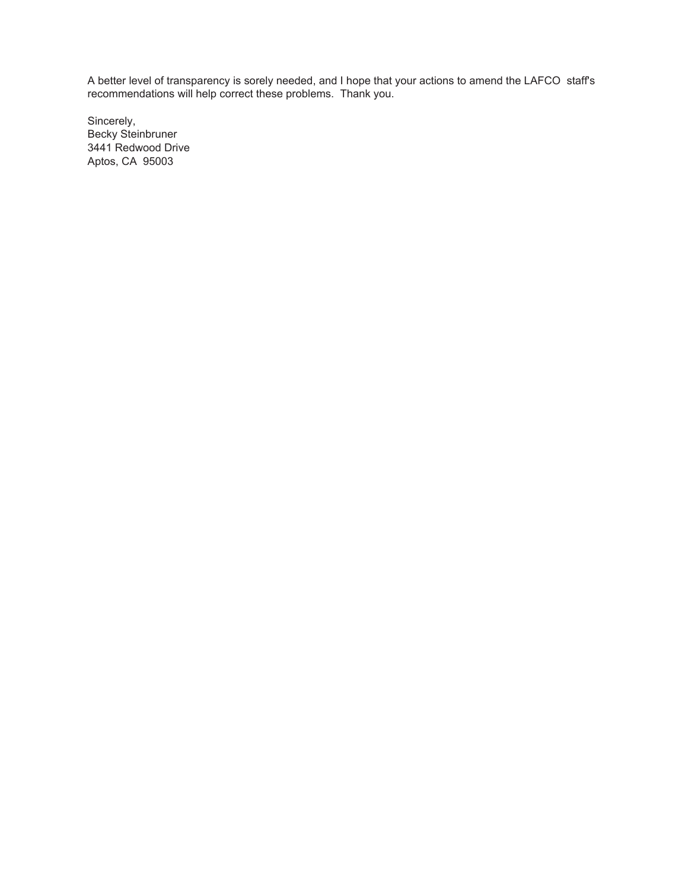A better level of transparency is sorely needed, and I hope that your actions to amend the LAFCO staff's recommendations will help correct these problems. Thank you.

Sincerely,
Becky Steinbruner
3441 Redwood Drive
Aptos, CA 95003